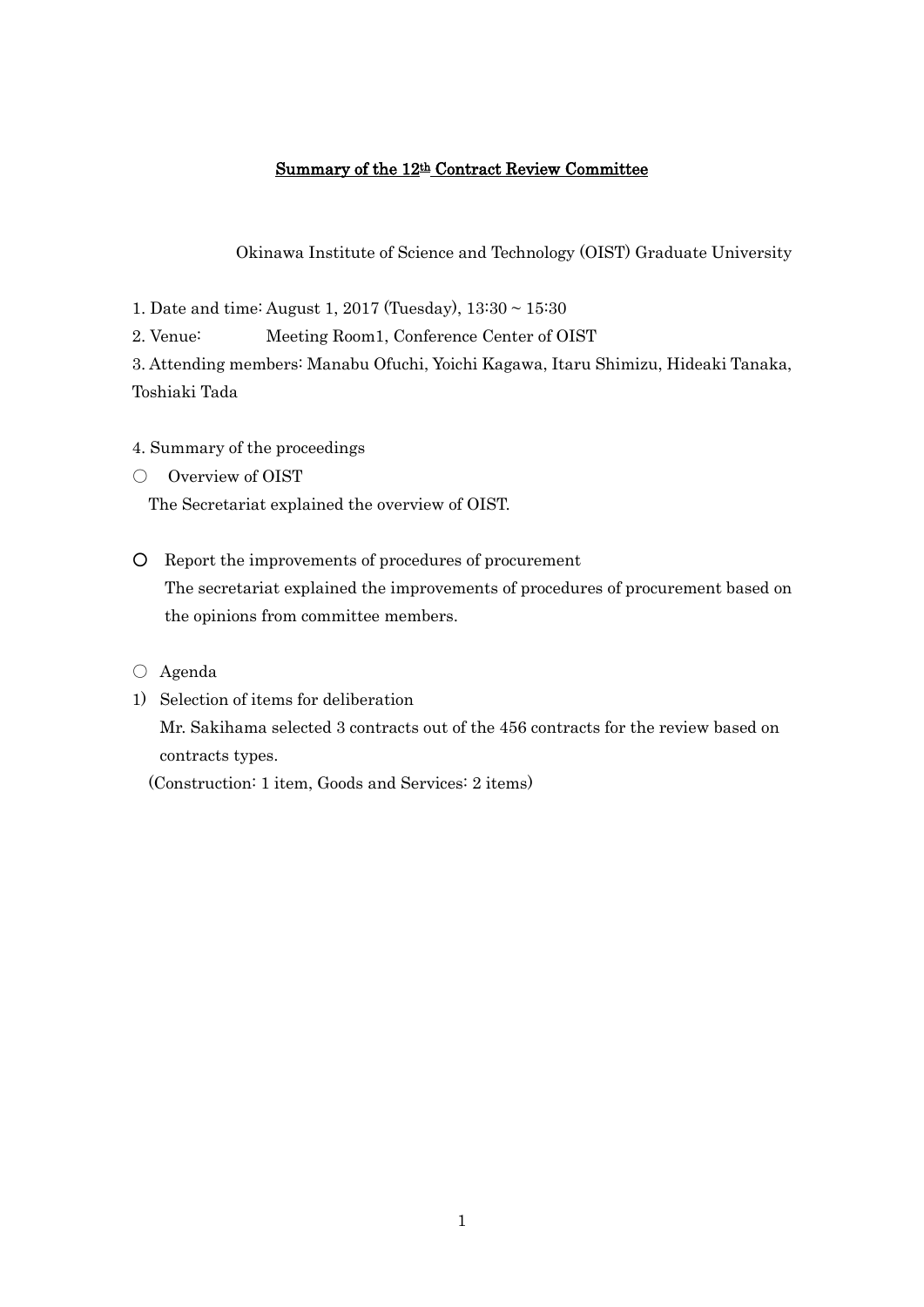# Summary of the 12th Contract Review Committee

Okinawa Institute of Science and Technology (OIST) Graduate University

1. Date and time: August 1, 2017 (Tuesday), 13:30 ~ 15:30
2. Venue: Meeting Room1, Conference Center of OIST
3. Attending members: Manabu Ofuchi, Yoichi Kagawa, Itaru Shimizu, Hideaki Tanaka, Toshiaki Tada

4. Summary of the proceedings

○ Overview of OIST

The Secretariat explained the overview of OIST.

○ Report the improvements of procedures of procurement

The secretariat explained the improvements of procedures of procurement based on the opinions from committee members.

○ Agenda

1) Selection of items for deliberation

Mr. Sakihama selected 3 contracts out of the 456 contracts for the review based on contracts types.

(Construction: 1 item, Goods and Services: 2 items)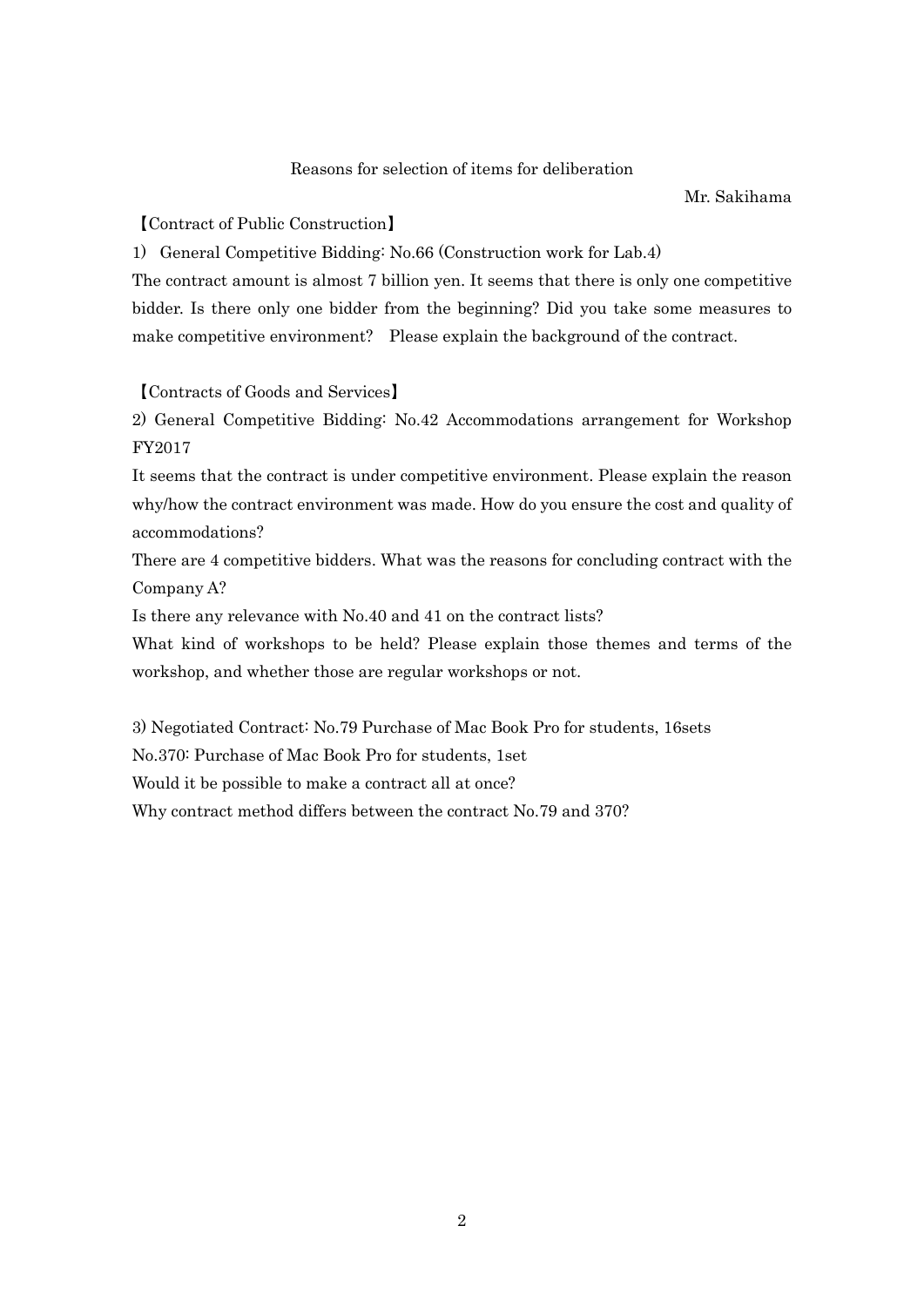Reasons for selection of items for deliberation

Mr. Sakihama

【Contract of Public Construction】

1) General Competitive Bidding: No.66 (Construction work for Lab.4)

The contract amount is almost 7 billion yen. It seems that there is only one competitive bidder. Is there only one bidder from the beginning? Did you take some measures to make competitive environment? Please explain the background of the contract.

【Contracts of Goods and Services】

2) General Competitive Bidding: No.42 Accommodations arrangement for Workshop FY2017

It seems that the contract is under competitive environment. Please explain the reason why/how the contract environment was made. How do you ensure the cost and quality of accommodations?

There are 4 competitive bidders. What was the reasons for concluding contract with the Company A?

Is there any relevance with No.40 and 41 on the contract lists?

What kind of workshops to be held? Please explain those themes and terms of the workshop, and whether those are regular workshops or not.

3) Negotiated Contract: No.79 Purchase of Mac Book Pro for students, 16sets

No.370: Purchase of Mac Book Pro for students, 1set

Would it be possible to make a contract all at once?

Why contract method differs between the contract No.79 and 370?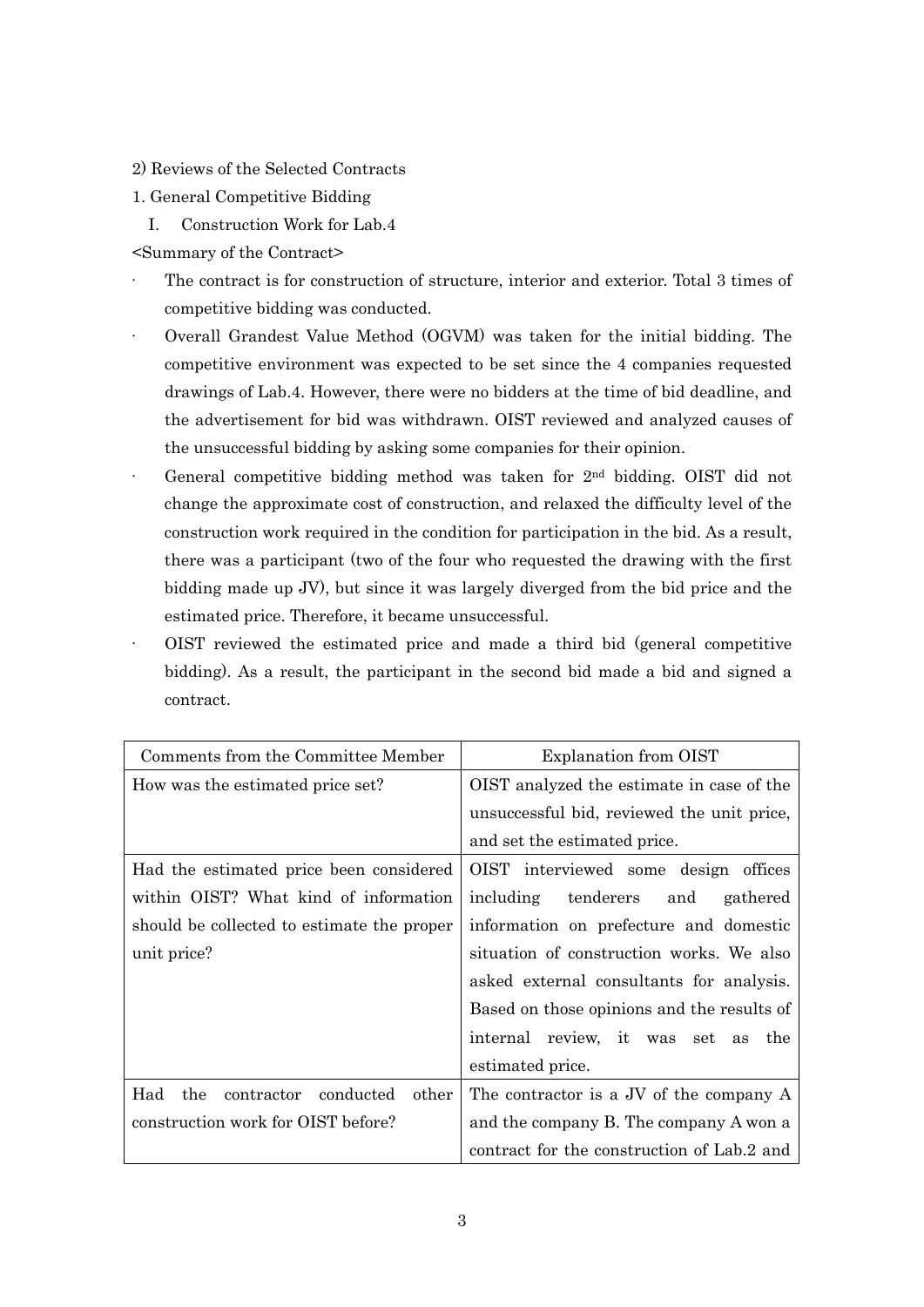2) Reviews of the Selected Contracts

1. General Competitive Bidding

I. Construction Work for Lab.4

<Summary of the Contract>

- The contract is for construction of structure, interior and exterior. Total 3 times of competitive bidding was conducted.
- Overall Grandest Value Method (OGVM) was taken for the initial bidding. The competitive environment was expected to be set since the 4 companies requested drawings of Lab.4. However, there were no bidders at the time of bid deadline, and the advertisement for bid was withdrawn. OIST reviewed and analyzed causes of the unsuccessful bidding by asking some companies for their opinion.
- General competitive bidding method was taken for 2nd bidding. OIST did not change the approximate cost of construction, and relaxed the difficulty level of the construction work required in the condition for participation in the bid. As a result, there was a participant (two of the four who requested the drawing with the first bidding made up JV), but since it was largely diverged from the bid price and the estimated price. Therefore, it became unsuccessful.
- OIST reviewed the estimated price and made a third bid (general competitive bidding). As a result, the participant in the second bid made a bid and signed a contract.

| Comments from the Committee Member | Explanation from OIST |
|---|---|
| How was the estimated price set? | OIST analyzed the estimate in case of the unsuccessful bid, reviewed the unit price, and set the estimated price. |
| Had the estimated price been considered within OIST? What kind of information should be collected to estimate the proper unit price? | OIST interviewed some design offices including tenderers and gathered information on prefecture and domestic situation of construction works. We also asked external consultants for analysis. Based on those opinions and the results of internal review, it was set as the estimated price. |
| Had the contractor conducted other construction work for OIST before? | The contractor is a JV of the company A and the company B. The company A won a contract for the construction of Lab.2 and |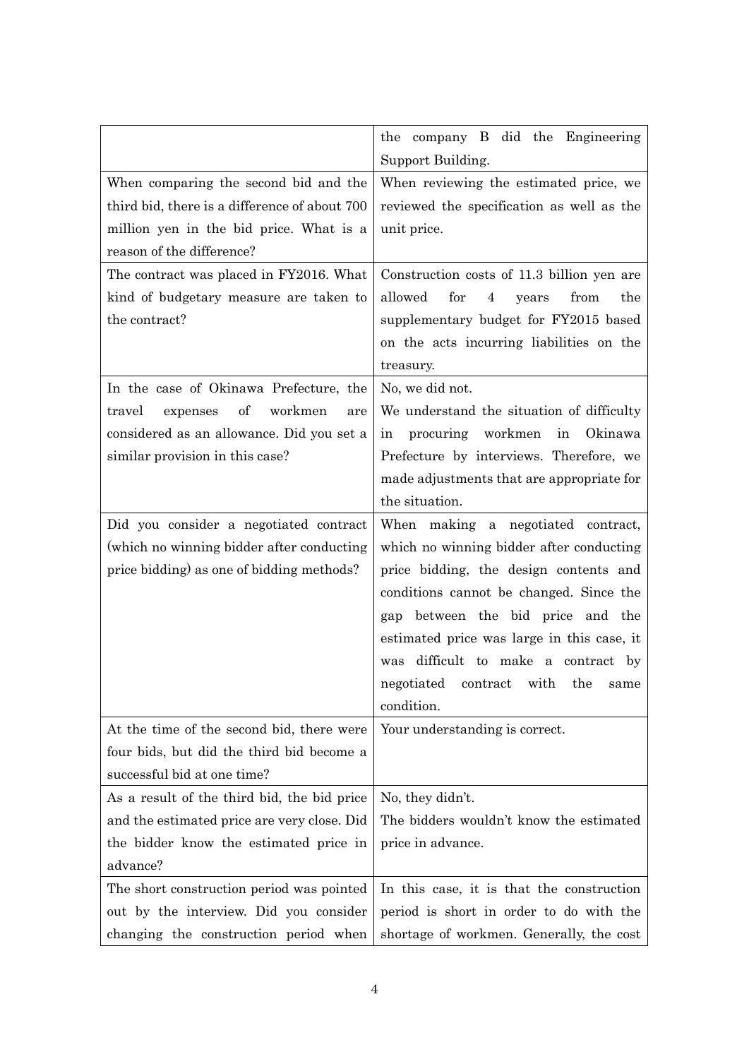|  |  |
|---|---|
|  | the company B did the Engineering Support Building. |
| When comparing the second bid and the third bid, there is a difference of about 700 million yen in the bid price. What is a reason of the difference? | When reviewing the estimated price, we reviewed the specification as well as the unit price. |
| The contract was placed in FY2016. What kind of budgetary measure are taken to the contract? | Construction costs of 11.3 billion yen are allowed for 4 years from the supplementary budget for FY2015 based on the acts incurring liabilities on the treasury. |
| In the case of Okinawa Prefecture, the travel expenses of workmen are considered as an allowance. Did you set a similar provision in this case? | No, we did not.<br>We understand the situation of difficulty in procuring workmen in Okinawa Prefecture by interviews. Therefore, we made adjustments that are appropriate for the situation. |
| Did you consider a negotiated contract (which no winning bidder after conducting price bidding) as one of bidding methods? | When making a negotiated contract, which no winning bidder after conducting price bidding, the design contents and conditions cannot be changed. Since the gap between the bid price and the estimated price was large in this case, it was difficult to make a contract by negotiated contract with the same condition. |
| At the time of the second bid, there were four bids, but did the third bid become a successful bid at one time? | Your understanding is correct. |
| As a result of the third bid, the bid price and the estimated price are very close. Did the bidder know the estimated price in advance? | No, they didn't.<br>The bidders wouldn't know the estimated price in advance. |
| The short construction period was pointed out by the interview. Did you consider changing the construction period when | In this case, it is that the construction period is short in order to do with the shortage of workmen. Generally, the cost |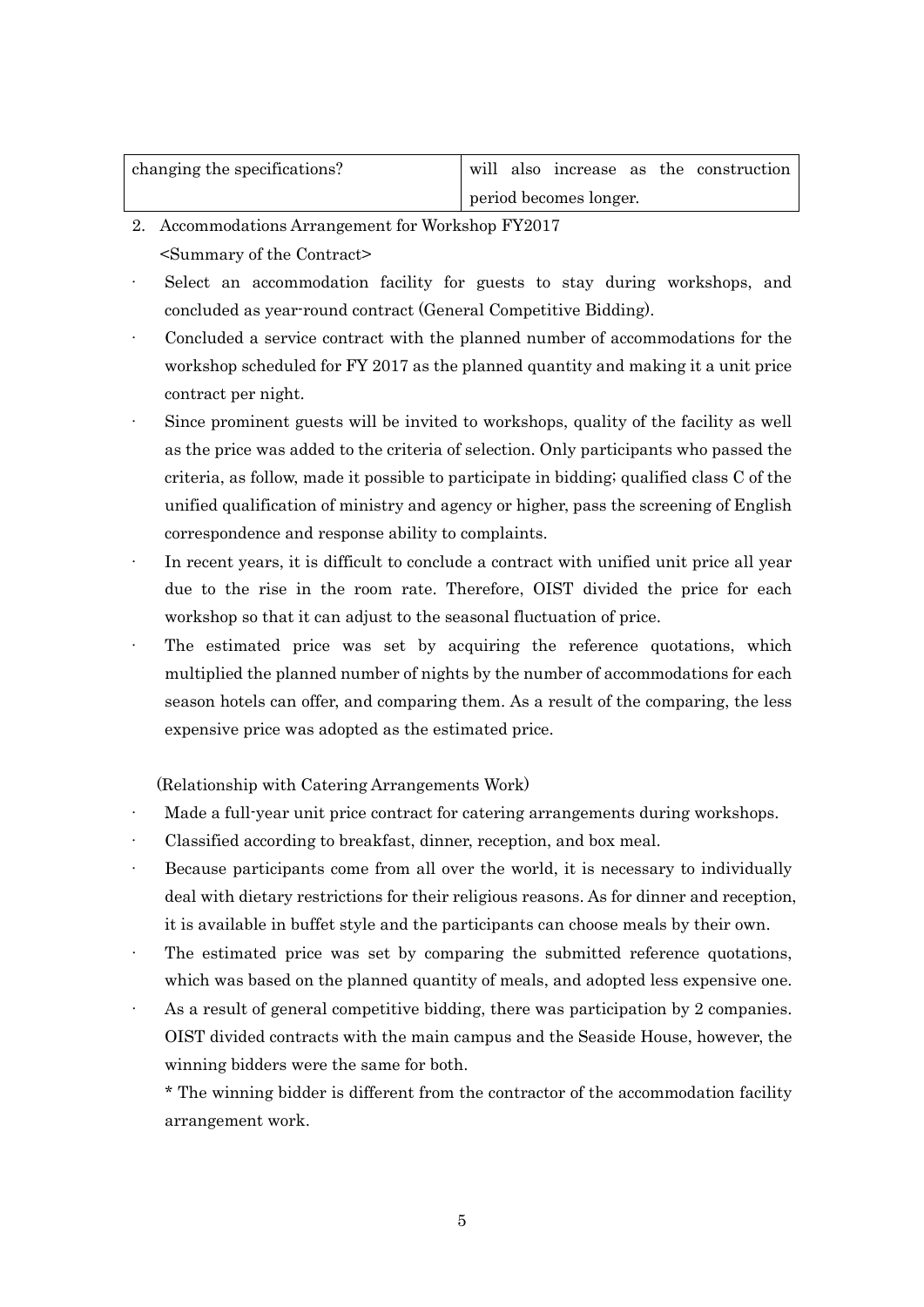| changing the specifications? | will also increase as the construction period becomes longer. |
|---|---|

2. Accommodations Arrangement for Workshop FY2017

<Summary of the Contract>

- Select an accommodation facility for guests to stay during workshops, and concluded as year-round contract (General Competitive Bidding).
- Concluded a service contract with the planned number of accommodations for the workshop scheduled for FY 2017 as the planned quantity and making it a unit price contract per night.
- Since prominent guests will be invited to workshops, quality of the facility as well as the price was added to the criteria of selection. Only participants who passed the criteria, as follow, made it possible to participate in bidding; qualified class C of the unified qualification of ministry and agency or higher, pass the screening of English correspondence and response ability to complaints.
- In recent years, it is difficult to conclude a contract with unified unit price all year due to the rise in the room rate. Therefore, OIST divided the price for each workshop so that it can adjust to the seasonal fluctuation of price.
- The estimated price was set by acquiring the reference quotations, which multiplied the planned number of nights by the number of accommodations for each season hotels can offer, and comparing them. As a result of the comparing, the less expensive price was adopted as the estimated price.

(Relationship with Catering Arrangements Work)

- Made a full-year unit price contract for catering arrangements during workshops.
- Classified according to breakfast, dinner, reception, and box meal.
- Because participants come from all over the world, it is necessary to individually deal with dietary restrictions for their religious reasons. As for dinner and reception, it is available in buffet style and the participants can choose meals by their own.
- The estimated price was set by comparing the submitted reference quotations, which was based on the planned quantity of meals, and adopted less expensive one.
- As a result of general competitive bidding, there was participation by 2 companies. OIST divided contracts with the main campus and the Seaside House, however, the winning bidders were the same for both.

  * The winning bidder is different from the contractor of the accommodation facility arrangement work.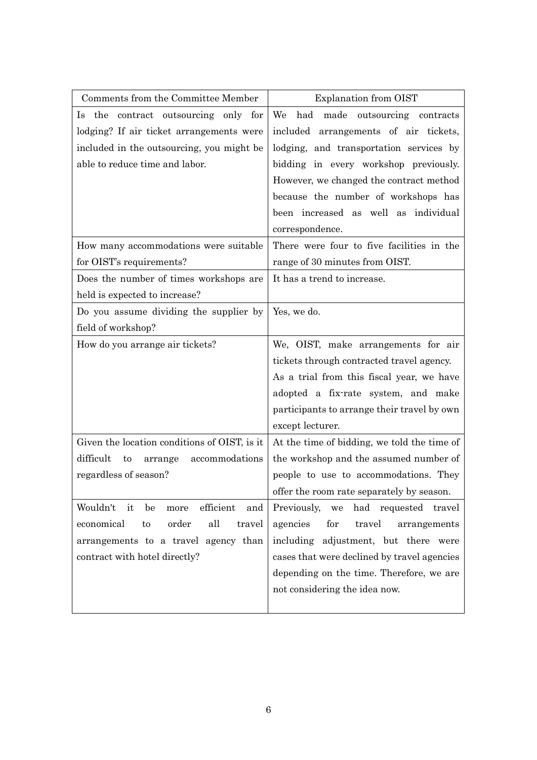| Comments from the Committee Member | Explanation from OIST |
|---|---|
| Is the contract outsourcing only for lodging? If air ticket arrangements were included in the outsourcing, you might be able to reduce time and labor. | We had made outsourcing contracts included arrangements of air tickets, lodging, and transportation services by bidding in every workshop previously. However, we changed the contract method because the number of workshops has been increased as well as individual correspondence. |
| How many accommodations were suitable for OIST's requirements? | There were four to five facilities in the range of 30 minutes from OIST. |
| Does the number of times workshops are held is expected to increase? | It has a trend to increase. |
| Do you assume dividing the supplier by field of workshop? | Yes, we do. |
| How do you arrange air tickets? | We, OIST, make arrangements for air tickets through contracted travel agency. As a trial from this fiscal year, we have adopted a fix-rate system, and make participants to arrange their travel by own except lecturer. |
| Given the location conditions of OIST, is it difficult to arrange accommodations regardless of season? | At the time of bidding, we told the time of the workshop and the assumed number of people to use to accommodations. They offer the room rate separately by season. |
| Wouldn't it be more efficient and economical to order all travel arrangements to a travel agency than contract with hotel directly? | Previously, we had requested travel agencies for travel arrangements including adjustment, but there were cases that were declined by travel agencies depending on the time. Therefore, we are not considering the idea now. |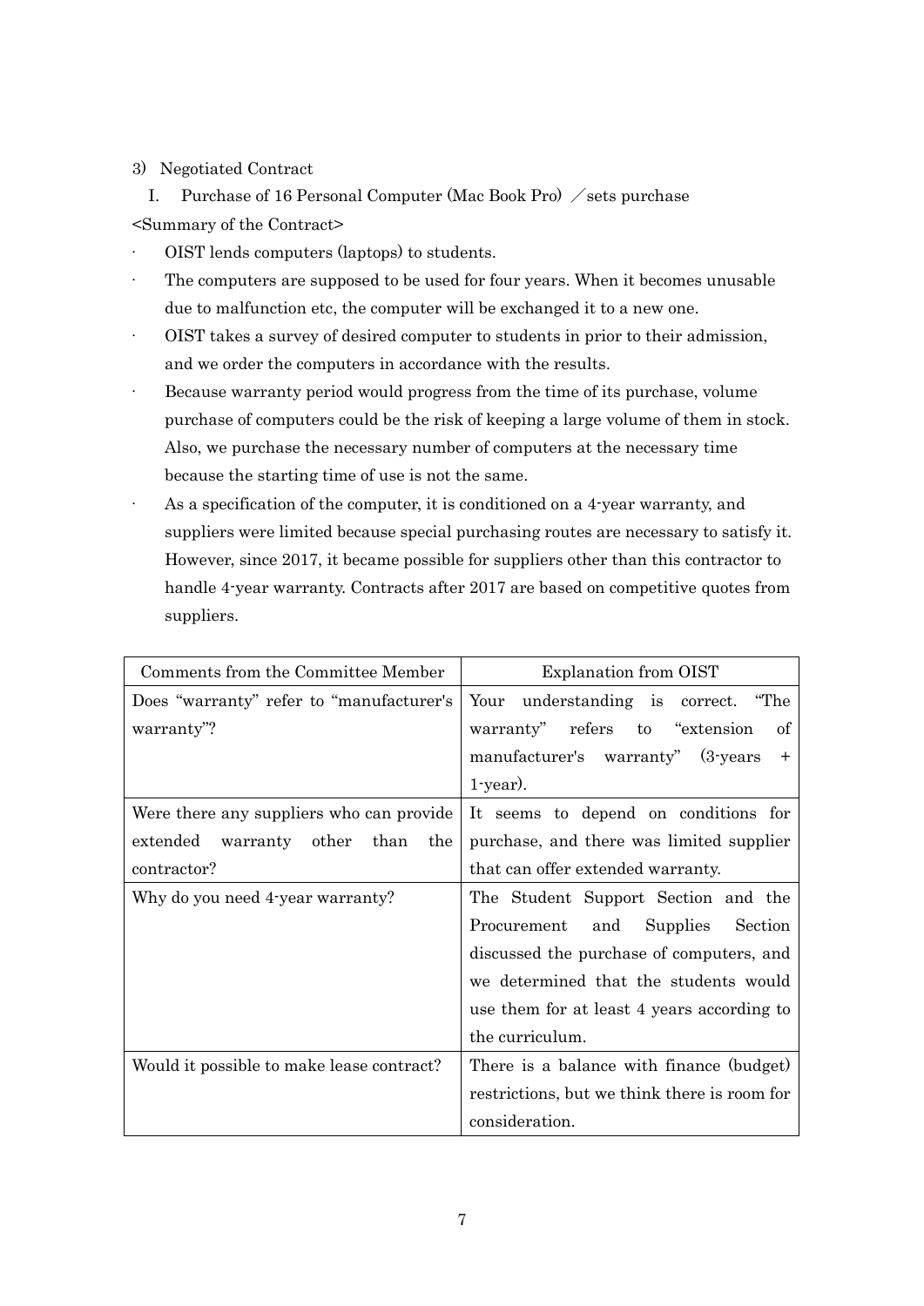3) Negotiated Contract

I. Purchase of 16 Personal Computer (Mac Book Pro) ／sets purchase

<Summary of the Contract>

- OIST lends computers (laptops) to students.
- The computers are supposed to be used for four years. When it becomes unusable due to malfunction etc, the computer will be exchanged it to a new one.
- OIST takes a survey of desired computer to students in prior to their admission, and we order the computers in accordance with the results.
- Because warranty period would progress from the time of its purchase, volume purchase of computers could be the risk of keeping a large volume of them in stock. Also, we purchase the necessary number of computers at the necessary time because the starting time of use is not the same.
- As a specification of the computer, it is conditioned on a 4-year warranty, and suppliers were limited because special purchasing routes are necessary to satisfy it. However, since 2017, it became possible for suppliers other than this contractor to handle 4-year warranty. Contracts after 2017 are based on competitive quotes from suppliers.

| Comments from the Committee Member | Explanation from OIST |
|---|---|
| Does "warranty" refer to "manufacturer's warranty"? | Your understanding is correct. "The warranty" refers to "extension of manufacturer's warranty" (3-years + 1-year). |
| Were there any suppliers who can provide extended warranty other than the contractor? | It seems to depend on conditions for purchase, and there was limited supplier that can offer extended warranty. |
| Why do you need 4-year warranty? | The Student Support Section and the Procurement and Supplies Section discussed the purchase of computers, and we determined that the students would use them for at least 4 years according to the curriculum. |
| Would it possible to make lease contract? | There is a balance with finance (budget) restrictions, but we think there is room for consideration. |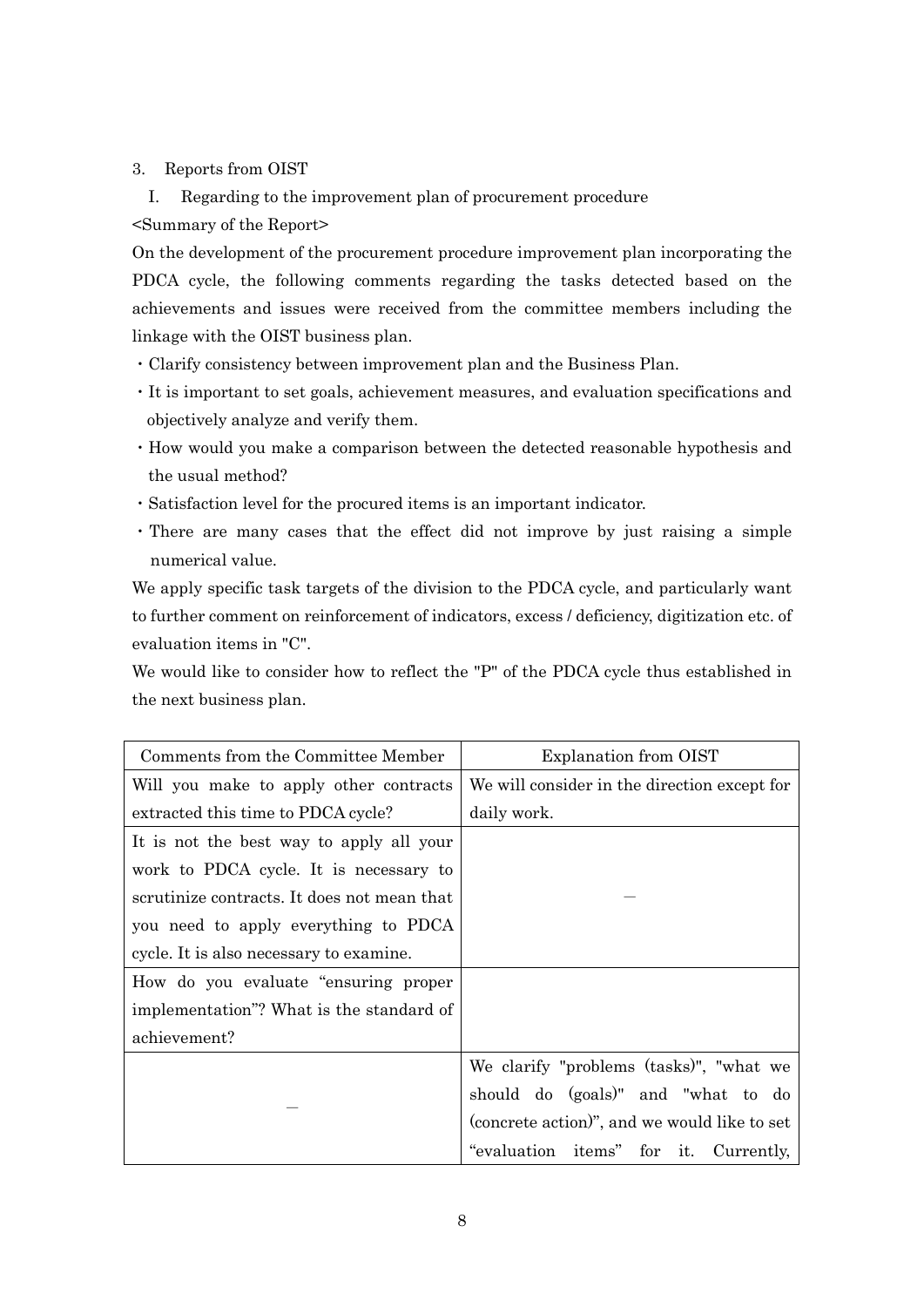3. Reports from OIST

I. Regarding to the improvement plan of procurement procedure

<Summary of the Report>

On the development of the procurement procedure improvement plan incorporating the PDCA cycle, the following comments regarding the tasks detected based on the achievements and issues were received from the committee members including the linkage with the OIST business plan.

- Clarify consistency between improvement plan and the Business Plan.
- It is important to set goals, achievement measures, and evaluation specifications and objectively analyze and verify them.
- How would you make a comparison between the detected reasonable hypothesis and the usual method?
- Satisfaction level for the procured items is an important indicator.
- There are many cases that the effect did not improve by just raising a simple numerical value.

We apply specific task targets of the division to the PDCA cycle, and particularly want to further comment on reinforcement of indicators, excess / deficiency, digitization etc. of evaluation items in "C".

We would like to consider how to reflect the "P" of the PDCA cycle thus established in the next business plan.

| Comments from the Committee Member | Explanation from OIST |
|---|---|
| Will you make to apply other contracts extracted this time to PDCA cycle? | We will consider in the direction except for daily work. |
| It is not the best way to apply all your work to PDCA cycle. It is necessary to scrutinize contracts. It does not mean that you need to apply everything to PDCA cycle. It is also necessary to examine. | — |
| How do you evaluate "ensuring proper implementation"? What is the standard of achievement? | |
| — | We clarify "problems (tasks)", "what we should do (goals)" and "what to do (concrete action)", and we would like to set "evaluation items" for it. Currently, |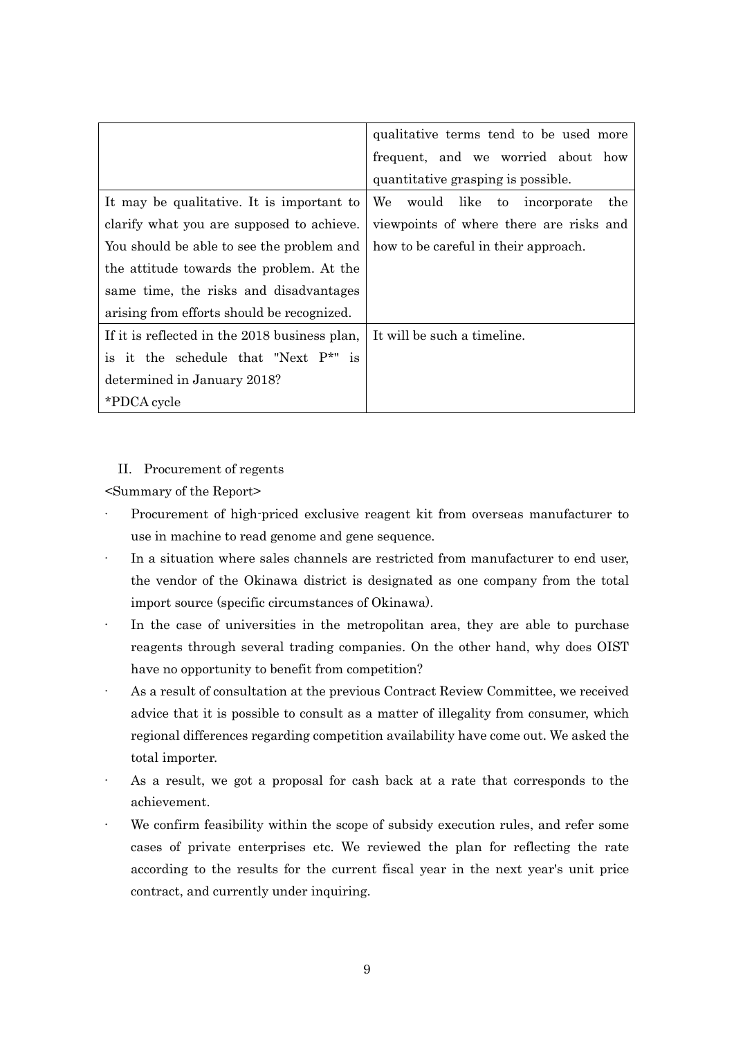| | |
|---|---|
| | qualitative terms tend to be used more frequent, and we worried about how quantitative grasping is possible. |
| It may be qualitative. It is important to clarify what you are supposed to achieve. You should be able to see the problem and the attitude towards the problem. At the same time, the risks and disadvantages arising from efforts should be recognized. | We would like to incorporate the viewpoints of where there are risks and how to be careful in their approach. |
| If it is reflected in the 2018 business plan, is it the schedule that "Next P*" is determined in January 2018?<br>*PDCA cycle | It will be such a timeline. |

II. Procurement of regents

<Summary of the Report>

- Procurement of high-priced exclusive reagent kit from overseas manufacturer to use in machine to read genome and gene sequence.
- In a situation where sales channels are restricted from manufacturer to end user, the vendor of the Okinawa district is designated as one company from the total import source (specific circumstances of Okinawa).
- In the case of universities in the metropolitan area, they are able to purchase reagents through several trading companies. On the other hand, why does OIST have no opportunity to benefit from competition?
- As a result of consultation at the previous Contract Review Committee, we received advice that it is possible to consult as a matter of illegality from consumer, which regional differences regarding competition availability have come out. We asked the total importer.
- As a result, we got a proposal for cash back at a rate that corresponds to the achievement.
- We confirm feasibility within the scope of subsidy execution rules, and refer some cases of private enterprises etc. We reviewed the plan for reflecting the rate according to the results for the current fiscal year in the next year's unit price contract, and currently under inquiring.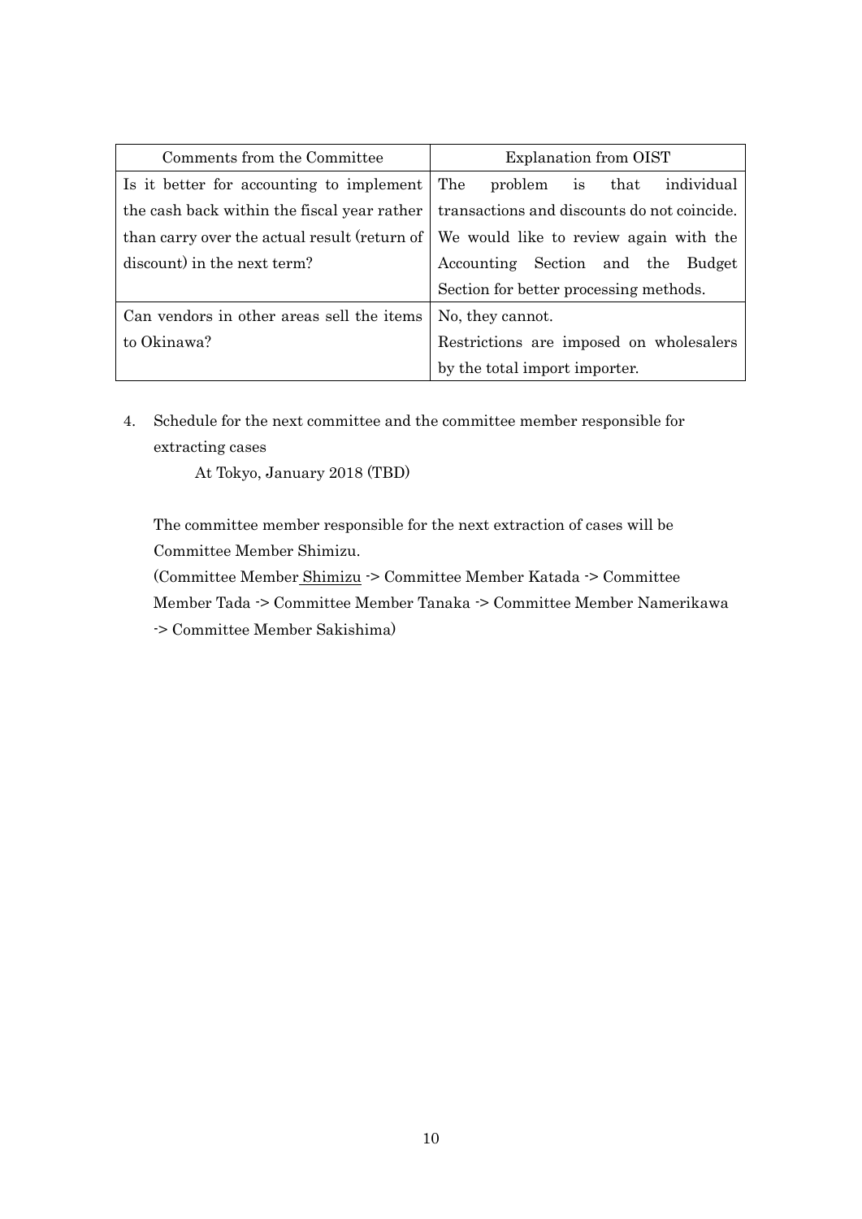| Comments from the Committee | Explanation from OIST |
|---|---|
| Is it better for accounting to implement the cash back within the fiscal year rather than carry over the actual result (return of discount) in the next term? | The problem is that individual transactions and discounts do not coincide. We would like to review again with the Accounting Section and the Budget Section for better processing methods. |
| Can vendors in other areas sell the items to Okinawa? | No, they cannot.<br>Restrictions are imposed on wholesalers by the total import importer. |

4. Schedule for the next committee and the committee member responsible for extracting cases

   At Tokyo, January 2018 (TBD)

   The committee member responsible for the next extraction of cases will be Committee Member Shimizu.
   (Committee Member Shimizu -> Committee Member Katada -> Committee Member Tada -> Committee Member Tanaka -> Committee Member Namerikawa -> Committee Member Sakishima)